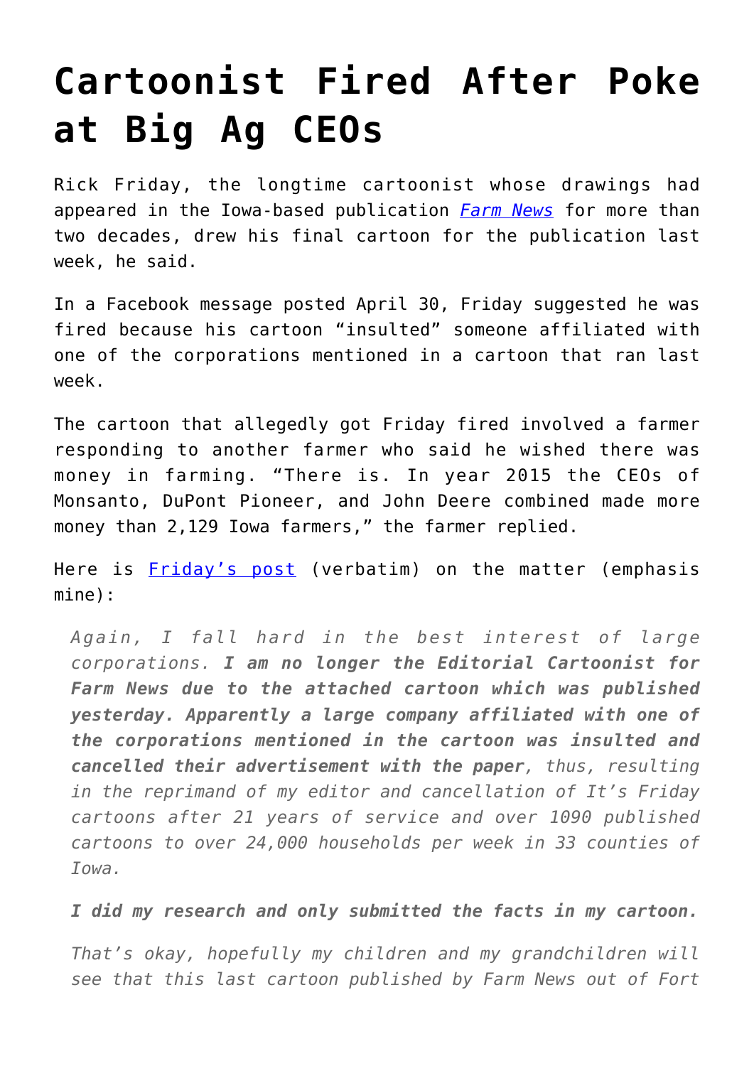# Cartoonist Fired After Poke at Big Ag CEOs

Rick Friday, the longtime cartoonist whose drawings had appeared in the Iowa-based publication *Farm News* for more than two decades, drew his final cartoon for the publication last week, he said.

In a Facebook message posted April 30, Friday suggested he was fired because his cartoon "insulted" someone affiliated with one of the corporations mentioned in a cartoon that ran last week.

The cartoon that allegedly got Friday fired involved a farmer responding to another farmer who said he wished there was money in farming. "There is. In year 2015 the CEOs of Monsanto, DuPont Pioneer, and John Deere combined made more money than 2,129 Iowa farmers," the farmer replied.

Here is Friday's post (verbatim) on the matter (emphasis mine):

> *Again, I fall hard in the best interest of large corporations.* ***I am no longer the Editorial Cartoonist for Farm News due to the attached cartoon which was published yesterday. Apparently a large company affiliated with one of the corporations mentioned in the cartoon was insulted and cancelled their advertisement with the paper****, thus, resulting in the reprimand of my editor and cancellation of It's Friday cartoons after 21 years of service and over 1090 published cartoons to over 24,000 households per week in 33 counties of Iowa.*
>
> ***I did my research and only submitted the facts in my cartoon.***
>
> *That's okay, hopefully my children and my grandchildren will see that this last cartoon published by Farm News out of Fort*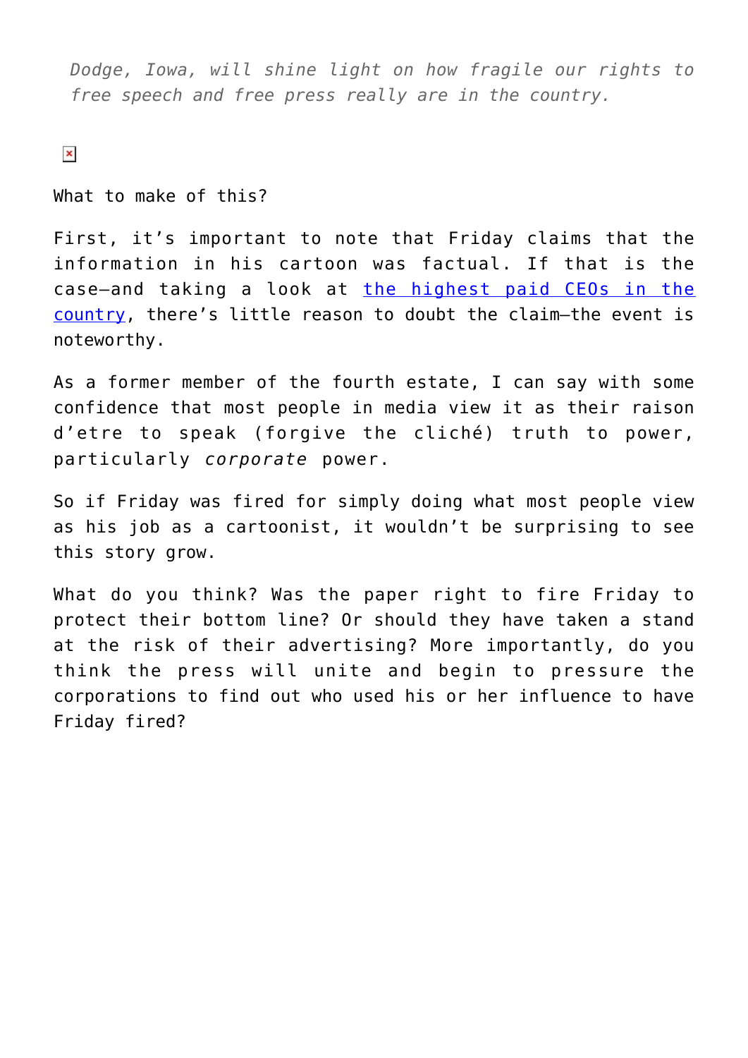*Dodge, Iowa, will shine light on how fragile our rights to free speech and free press really are in the country.*

What to make of this?

First, it's important to note that Friday claims that the information in his cartoon was factual. If that is the case—and taking a look at the highest paid CEOs in the country, there's little reason to doubt the claim—the event is noteworthy.

As a former member of the fourth estate, I can say with some confidence that most people in media view it as their raison d'etre to speak (forgive the cliché) truth to power, particularly *corporate* power.

So if Friday was fired for simply doing what most people view as his job as a cartoonist, it wouldn't be surprising to see this story grow.

What do you think? Was the paper right to fire Friday to protect their bottom line? Or should they have taken a stand at the risk of their advertising? More importantly, do you think the press will unite and begin to pressure the corporations to find out who used his or her influence to have Friday fired?